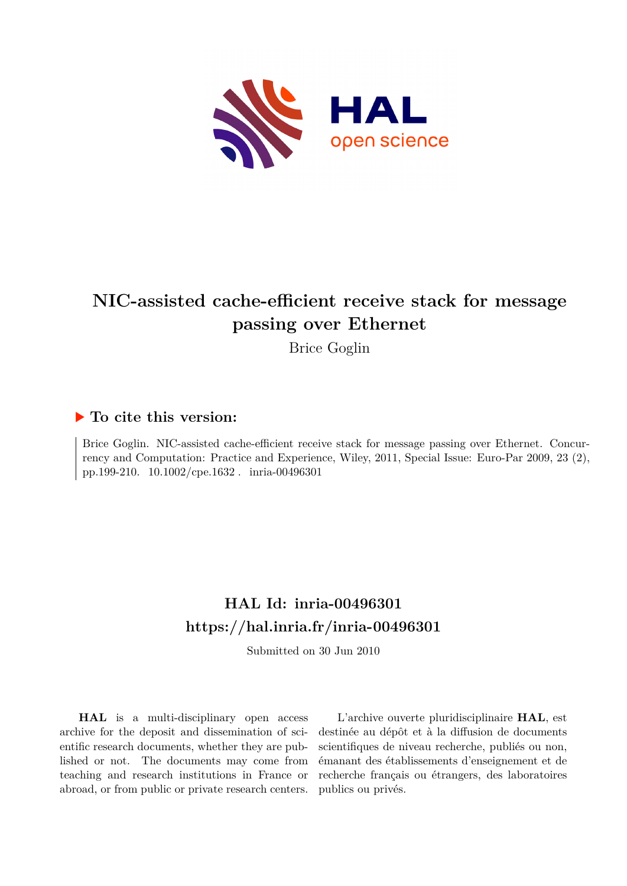# NIC-assisted cache-efficient receive stack for message passing over Ethernet

Brice Goglin

## ▶ To cite this version:

Brice Goglin. NIC-assisted cache-efficient receive stack for message passing over Ethernet. Concurrency and Computation: Practice and Experience, Wiley, 2011, Special Issue: Euro-Par 2009, 23 (2), pp.199-210. 10.1002/cpe.1632 . inria-00496301

## HAL Id: inria-00496301

## https://hal.inria.fr/inria-00496301

Submitted on 30 Jun 2010

**HAL** is a multi-disciplinary open access archive for the deposit and dissemination of scientific research documents, whether they are published or not. The documents may come from teaching and research institutions in France or abroad, or from public or private research centers.

L'archive ouverte pluridisciplinaire **HAL**, est destinée au dépôt et à la diffusion de documents scientifiques de niveau recherche, publiés ou non, émanant des établissements d'enseignement et de recherche français ou étrangers, des laboratoires publics ou privés.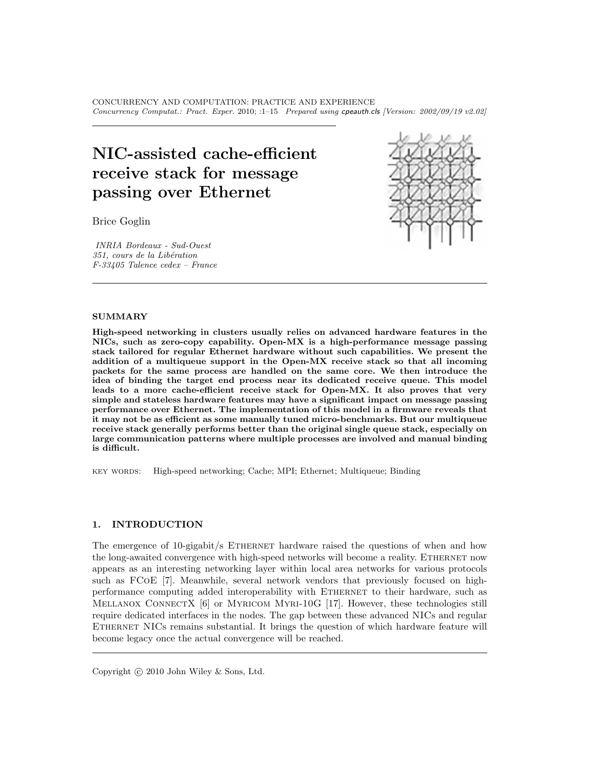# NIC-assisted cache-efficient receive stack for message passing over Ethernet

Brice Goglin

*INRIA Bordeaux - Sud-Ouest*
*351, cours de la Libération*
*F-33405 Talence cedex – France*

## SUMMARY

**High-speed networking in clusters usually relies on advanced hardware features in the NICs, such as zero-copy capability. Open-MX is a high-performance message passing stack tailored for regular Ethernet hardware without such capabilities. We present the addition of a multiqueue support in the Open-MX receive stack so that all incoming packets for the same process are handled on the same core. We then introduce the idea of binding the target end process near its dedicated receive queue. This model leads to a more cache-efficient receive stack for Open-MX. It also proves that very simple and stateless hardware features may have a significant impact on message passing performance over Ethernet. The implementation of this model in a firmware reveals that it may not be as efficient as some manually tuned micro-benchmarks. But our multiqueue receive stack generally performs better than the original single queue stack, especially on large communication patterns where multiple processes are involved and manual binding is difficult.**

KEY WORDS: High-speed networking; Cache; MPI; Ethernet; Multiqueue; Binding

## 1. INTRODUCTION

The emergence of 10-gigabit/s Ethernet hardware raised the questions of when and how the long-awaited convergence with high-speed networks will become a reality. Ethernet now appears as an interesting networking layer within local area networks for various protocols such as FCoE [7]. Meanwhile, several network vendors that previously focused on high-performance computing added interoperability with Ethernet to their hardware, such as Mellanox ConnectX [6] or Myricom Myri-10G [17]. However, these technologies still require dedicated interfaces in the nodes. The gap between these advanced NICs and regular Ethernet NICs remains substantial. It brings the question of which hardware feature will become legacy once the actual convergence will be reached.

Copyright © 2010 John Wiley & Sons, Ltd.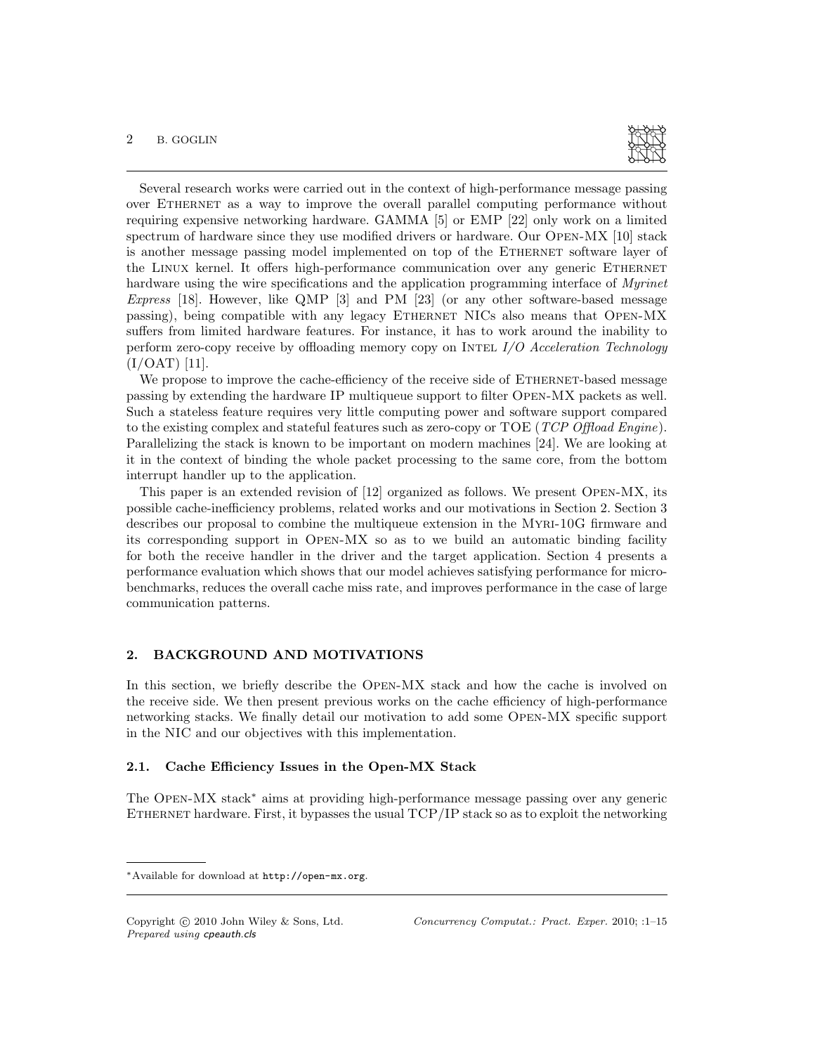Several research works were carried out in the context of high-performance message passing over ETHERNET as a way to improve the overall parallel computing performance without requiring expensive networking hardware. GAMMA [5] or EMP [22] only work on a limited spectrum of hardware since they use modified drivers or hardware. Our OPEN-MX [10] stack is another message passing model implemented on top of the ETHERNET software layer of the LINUX kernel. It offers high-performance communication over any generic ETHERNET hardware using the wire specifications and the application programming interface of *Myrinet Express* [18]. However, like QMP [3] and PM [23] (or any other software-based message passing), being compatible with any legacy ETHERNET NICs also means that OPEN-MX suffers from limited hardware features. For instance, it has to work around the inability to perform zero-copy receive by offloading memory copy on INTEL *I/O Acceleration Technology* (I/OAT) [11].

We propose to improve the cache-efficiency of the receive side of ETHERNET-based message passing by extending the hardware IP multiqueue support to filter OPEN-MX packets as well. Such a stateless feature requires very little computing power and software support compared to the existing complex and stateful features such as zero-copy or TOE (*TCP Offload Engine*). Parallelizing the stack is known to be important on modern machines [24]. We are looking at it in the context of binding the whole packet processing to the same core, from the bottom interrupt handler up to the application.

This paper is an extended revision of [12] organized as follows. We present OPEN-MX, its possible cache-inefficiency problems, related works and our motivations in Section 2. Section 3 describes our proposal to combine the multiqueue extension in the MYRI-10G firmware and its corresponding support in OPEN-MX so as to we build an automatic binding facility for both the receive handler in the driver and the target application. Section 4 presents a performance evaluation which shows that our model achieves satisfying performance for micro-benchmarks, reduces the overall cache miss rate, and improves performance in the case of large communication patterns.

## 2. BACKGROUND AND MOTIVATIONS

In this section, we briefly describe the OPEN-MX stack and how the cache is involved on the receive side. We then present previous works on the cache efficiency of high-performance networking stacks. We finally detail our motivation to add some OPEN-MX specific support in the NIC and our objectives with this implementation.

### 2.1. Cache Efficiency Issues in the Open-MX Stack

The OPEN-MX stack* aims at providing high-performance message passing over any generic ETHERNET hardware. First, it bypasses the usual TCP/IP stack so as to exploit the networking

*Available for download at http://open-mx.org.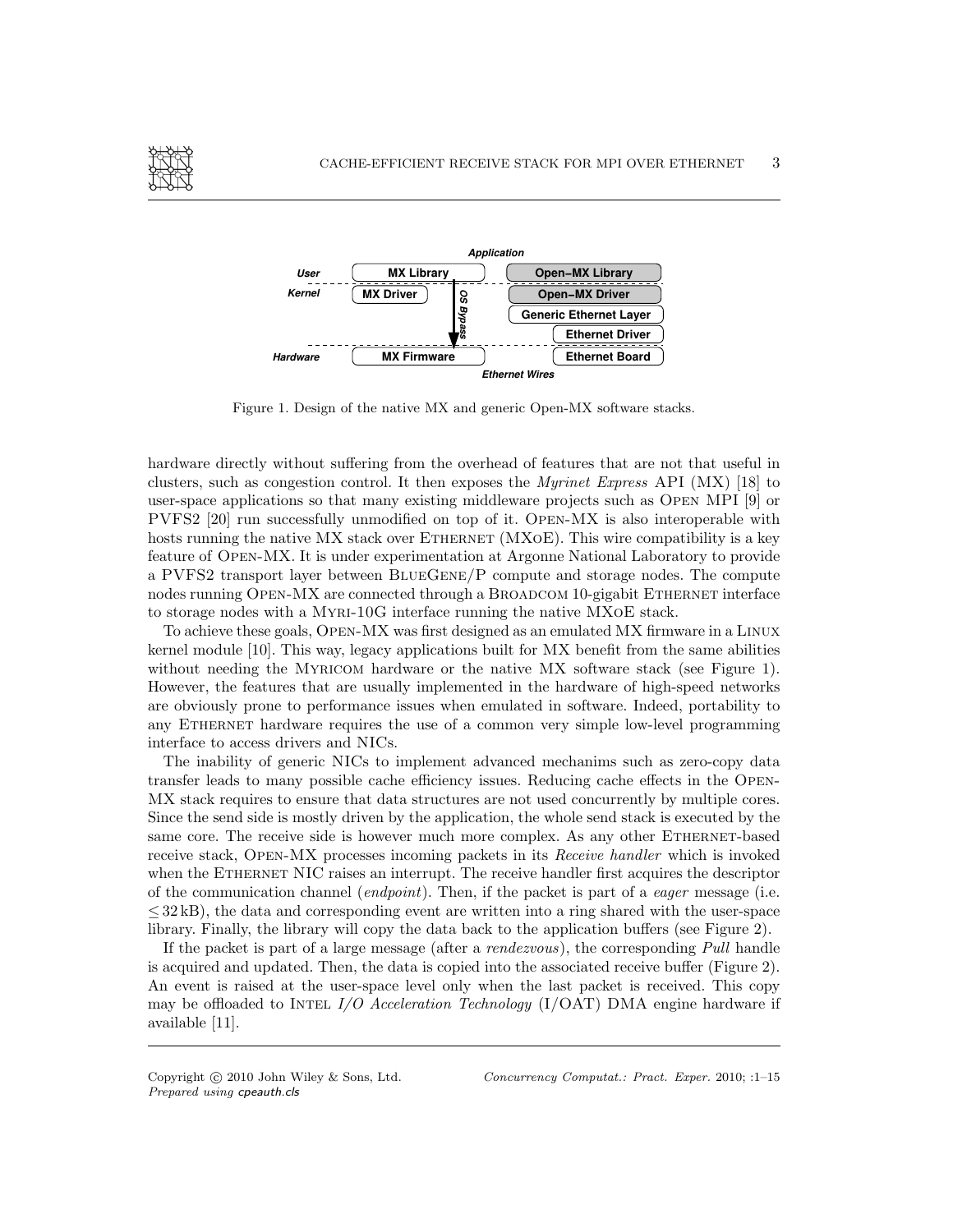Figure 1. Design of the native MX and generic Open-MX software stacks.

hardware directly without suffering from the overhead of features that are not that useful in clusters, such as congestion control. It then exposes the *Myrinet Express* API (MX) [18] to user-space applications so that many existing middleware projects such as Open MPI [9] or PVFS2 [20] run successfully unmodified on top of it. Open-MX is also interoperable with hosts running the native MX stack over Ethernet (MXoE). This wire compatibility is a key feature of Open-MX. It is under experimentation at Argonne National Laboratory to provide a PVFS2 transport layer between BlueGene/P compute and storage nodes. The compute nodes running Open-MX are connected through a Broadcom 10-gigabit Ethernet interface to storage nodes with a Myri-10G interface running the native MXoE stack.

To achieve these goals, Open-MX was first designed as an emulated MX firmware in a Linux kernel module [10]. This way, legacy applications built for MX benefit from the same abilities without needing the Myricom hardware or the native MX software stack (see Figure 1). However, the features that are usually implemented in the hardware of high-speed networks are obviously prone to performance issues when emulated in software. Indeed, portability to any Ethernet hardware requires the use of a common very simple low-level programming interface to access drivers and NICs.

The inability of generic NICs to implement advanced mechanims such as zero-copy data transfer leads to many possible cache efficiency issues. Reducing cache effects in the Open-MX stack requires to ensure that data structures are not used concurrently by multiple cores. Since the send side is mostly driven by the application, the whole send stack is executed by the same core. The receive side is however much more complex. As any other Ethernet-based receive stack, Open-MX processes incoming packets in its *Receive handler* which is invoked when the Ethernet NIC raises an interrupt. The receive handler first acquires the descriptor of the communication channel (*endpoint*). Then, if the packet is part of a *eager* message (i.e. $\leq 32\,\text{kB}$), the data and corresponding event are written into a ring shared with the user-space library. Finally, the library will copy the data back to the application buffers (see Figure 2).

If the packet is part of a large message (after a *rendezvous*), the corresponding *Pull* handle is acquired and updated. Then, the data is copied into the associated receive buffer (Figure 2). An event is raised at the user-space level only when the last packet is received. This copy may be offloaded to Intel *I/O Acceleration Technology* (I/OAT) DMA engine hardware if available [11].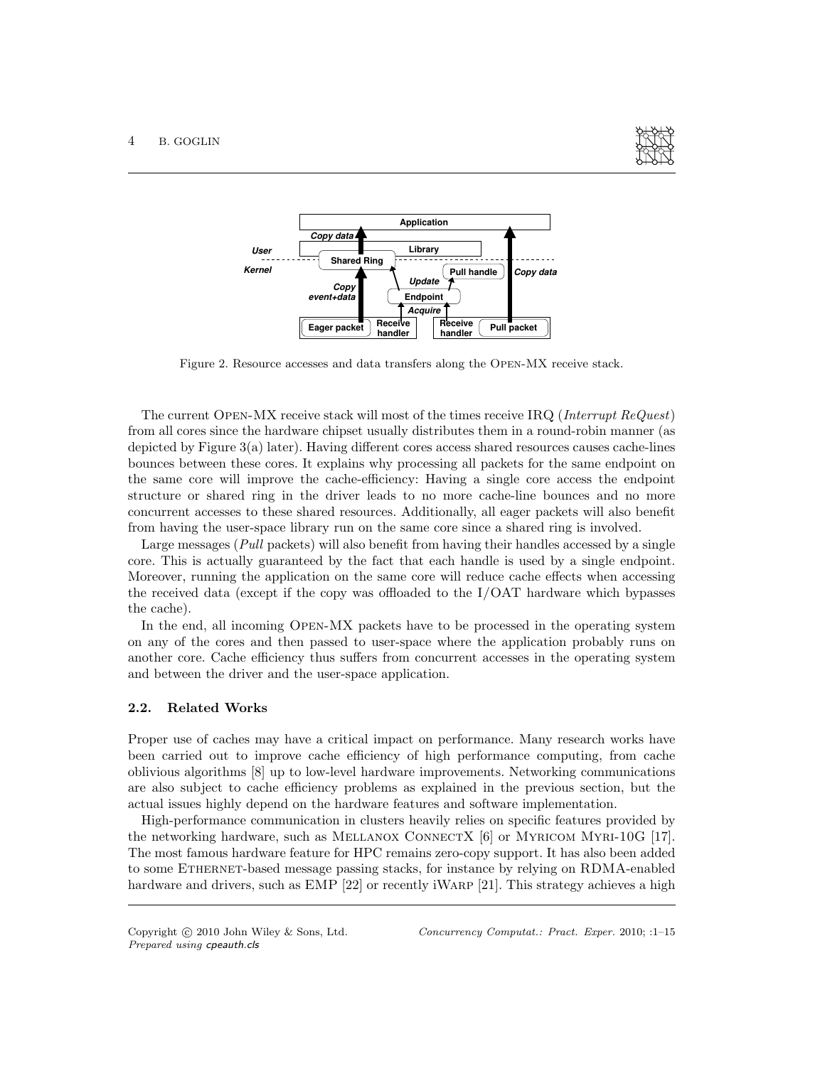Application

Copy data

User

Library

Shared Ring

Kernel

Pull handle

Copy data

Update

Copy event+data

Endpoint

Acquire

Eager packet

Receive handler

Receive handler

Pull packet

Figure 2. Resource accesses and data transfers along the Open-MX receive stack.

The current Open-MX receive stack will most of the times receive IRQ (*Interrupt ReQuest*) from all cores since the hardware chipset usually distributes them in a round-robin manner (as depicted by Figure 3(a) later). Having different cores access shared resources causes cache-lines bounces between these cores. It explains why processing all packets for the same endpoint on the same core will improve the cache-efficiency: Having a single core access the endpoint structure or shared ring in the driver leads to no more cache-line bounces and no more concurrent accesses to these shared resources. Additionally, all eager packets will also benefit from having the user-space library run on the same core since a shared ring is involved.

Large messages (*Pull* packets) will also benefit from having their handles accessed by a single core. This is actually guaranteed by the fact that each handle is used by a single endpoint. Moreover, running the application on the same core will reduce cache effects when accessing the received data (except if the copy was offloaded to the I/OAT hardware which bypasses the cache).

In the end, all incoming Open-MX packets have to be processed in the operating system on any of the cores and then passed to user-space where the application probably runs on another core. Cache efficiency thus suffers from concurrent accesses in the operating system and between the driver and the user-space application.

### 2.2. Related Works

Proper use of caches may have a critical impact on performance. Many research works have been carried out to improve cache efficiency of high performance computing, from cache oblivious algorithms [8] up to low-level hardware improvements. Networking communications are also subject to cache efficiency problems as explained in the previous section, but the actual issues highly depend on the hardware features and software implementation.

High-performance communication in clusters heavily relies on specific features provided by the networking hardware, such as Mellanox ConnectX [6] or Myricom Myri-10G [17]. The most famous hardware feature for HPC remains zero-copy support. It has also been added to some Ethernet-based message passing stacks, for instance by relying on RDMA-enabled hardware and drivers, such as EMP [22] or recently iWarp [21]. This strategy achieves a high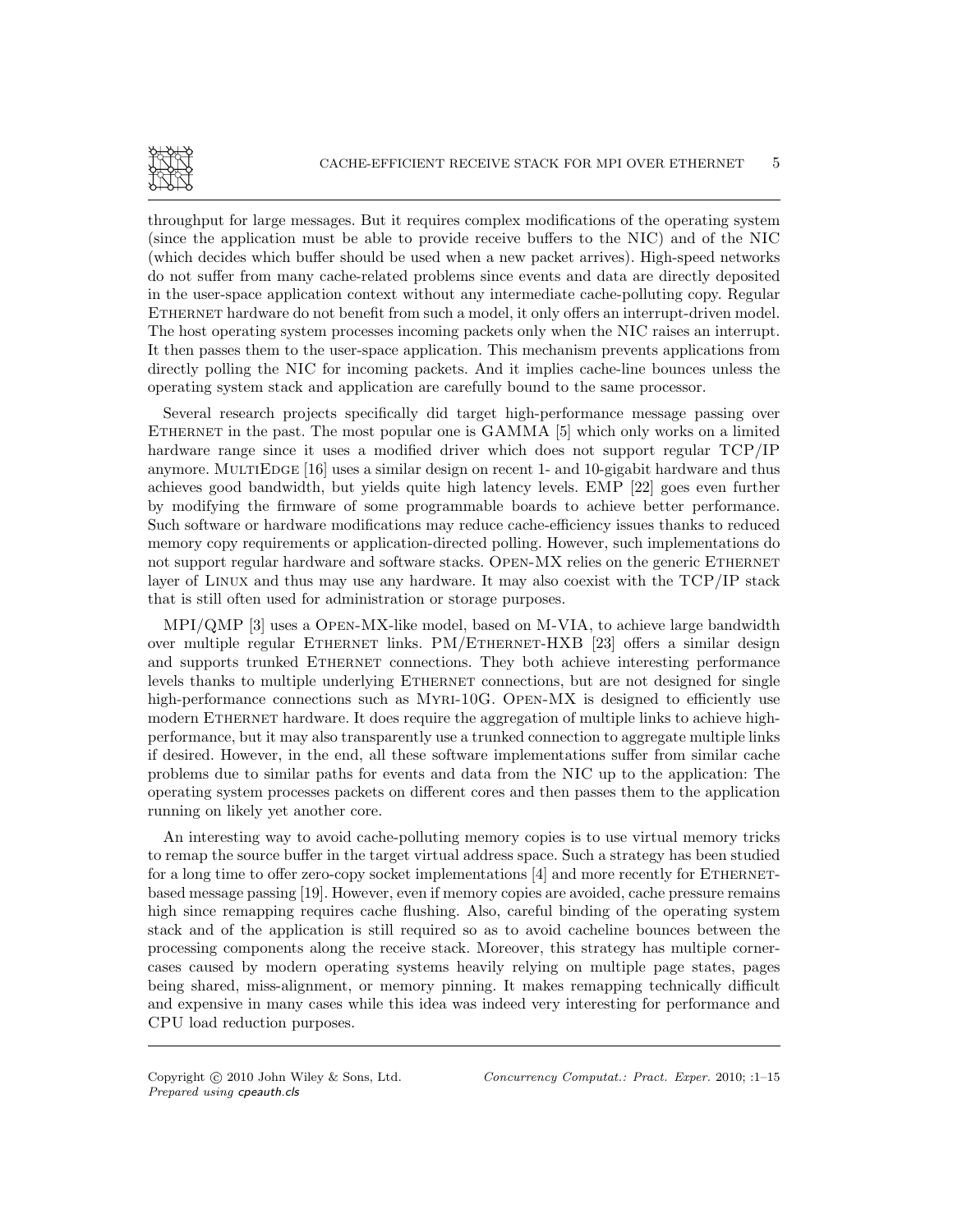throughput for large messages. But it requires complex modifications of the operating system (since the application must be able to provide receive buffers to the NIC) and of the NIC (which decides which buffer should be used when a new packet arrives). High-speed networks do not suffer from many cache-related problems since events and data are directly deposited in the user-space application context without any intermediate cache-polluting copy. Regular ETHERNET hardware do not benefit from such a model, it only offers an interrupt-driven model. The host operating system processes incoming packets only when the NIC raises an interrupt. It then passes them to the user-space application. This mechanism prevents applications from directly polling the NIC for incoming packets. And it implies cache-line bounces unless the operating system stack and application are carefully bound to the same processor.

Several research projects specifically did target high-performance message passing over ETHERNET in the past. The most popular one is GAMMA [5] which only works on a limited hardware range since it uses a modified driver which does not support regular TCP/IP anymore. MULTIEDGE [16] uses a similar design on recent 1- and 10-gigabit hardware and thus achieves good bandwidth, but yields quite high latency levels. EMP [22] goes even further by modifying the firmware of some programmable boards to achieve better performance. Such software or hardware modifications may reduce cache-efficiency issues thanks to reduced memory copy requirements or application-directed polling. However, such implementations do not support regular hardware and software stacks. OPEN-MX relies on the generic ETHERNET layer of LINUX and thus may use any hardware. It may also coexist with the TCP/IP stack that is still often used for administration or storage purposes.

MPI/QMP [3] uses a OPEN-MX-like model, based on M-VIA, to achieve large bandwidth over multiple regular ETHERNET links. PM/ETHERNET-HXB [23] offers a similar design and supports trunked ETHERNET connections. They both achieve interesting performance levels thanks to multiple underlying ETHERNET connections, but are not designed for single high-performance connections such as MYRI-10G. OPEN-MX is designed to efficiently use modern ETHERNET hardware. It does require the aggregation of multiple links to achieve high-performance, but it may also transparently use a trunked connection to aggregate multiple links if desired. However, in the end, all these software implementations suffer from similar cache problems due to similar paths for events and data from the NIC up to the application: The operating system processes packets on different cores and then passes them to the application running on likely yet another core.

An interesting way to avoid cache-polluting memory copies is to use virtual memory tricks to remap the source buffer in the target virtual address space. Such a strategy has been studied for a long time to offer zero-copy socket implementations [4] and more recently for ETHERNET-based message passing [19]. However, even if memory copies are avoided, cache pressure remains high since remapping requires cache flushing. Also, careful binding of the operating system stack and of the application is still required so as to avoid cacheline bounces between the processing components along the receive stack. Moreover, this strategy has multiple corner-cases caused by modern operating systems heavily relying on multiple page states, pages being shared, miss-alignment, or memory pinning. It makes remapping technically difficult and expensive in many cases while this idea was indeed very interesting for performance and CPU load reduction purposes.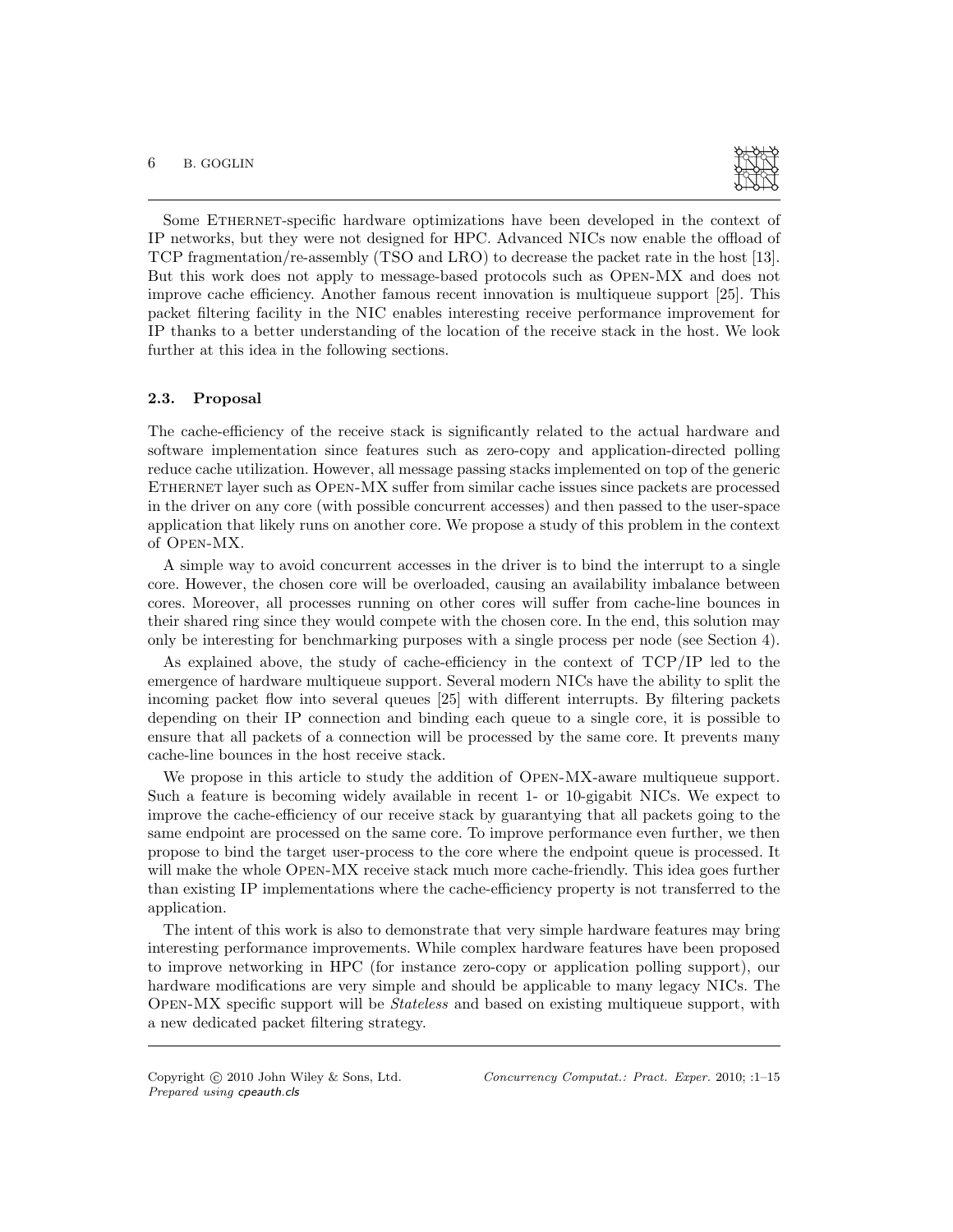Some ETHERNET-specific hardware optimizations have been developed in the context of IP networks, but they were not designed for HPC. Advanced NICs now enable the offload of TCP fragmentation/re-assembly (TSO and LRO) to decrease the packet rate in the host [13]. But this work does not apply to message-based protocols such as OPEN-MX and does not improve cache efficiency. Another famous recent innovation is multiqueue support [25]. This packet filtering facility in the NIC enables interesting receive performance improvement for IP thanks to a better understanding of the location of the receive stack in the host. We look further at this idea in the following sections.

### 2.3. Proposal

The cache-efficiency of the receive stack is significantly related to the actual hardware and software implementation since features such as zero-copy and application-directed polling reduce cache utilization. However, all message passing stacks implemented on top of the generic ETHERNET layer such as OPEN-MX suffer from similar cache issues since packets are processed in the driver on any core (with possible concurrent accesses) and then passed to the user-space application that likely runs on another core. We propose a study of this problem in the context of OPEN-MX.

A simple way to avoid concurrent accesses in the driver is to bind the interrupt to a single core. However, the chosen core will be overloaded, causing an availability imbalance between cores. Moreover, all processes running on other cores will suffer from cache-line bounces in their shared ring since they would compete with the chosen core. In the end, this solution may only be interesting for benchmarking purposes with a single process per node (see Section 4).

As explained above, the study of cache-efficiency in the context of TCP/IP led to the emergence of hardware multiqueue support. Several modern NICs have the ability to split the incoming packet flow into several queues [25] with different interrupts. By filtering packets depending on their IP connection and binding each queue to a single core, it is possible to ensure that all packets of a connection will be processed by the same core. It prevents many cache-line bounces in the host receive stack.

We propose in this article to study the addition of OPEN-MX-aware multiqueue support. Such a feature is becoming widely available in recent 1- or 10-gigabit NICs. We expect to improve the cache-efficiency of our receive stack by guarantying that all packets going to the same endpoint are processed on the same core. To improve performance even further, we then propose to bind the target user-process to the core where the endpoint queue is processed. It will make the whole OPEN-MX receive stack much more cache-friendly. This idea goes further than existing IP implementations where the cache-efficiency property is not transferred to the application.

The intent of this work is also to demonstrate that very simple hardware features may bring interesting performance improvements. While complex hardware features have been proposed to improve networking in HPC (for instance zero-copy or application polling support), our hardware modifications are very simple and should be applicable to many legacy NICs. The OPEN-MX specific support will be *Stateless* and based on existing multiqueue support, with a new dedicated packet filtering strategy.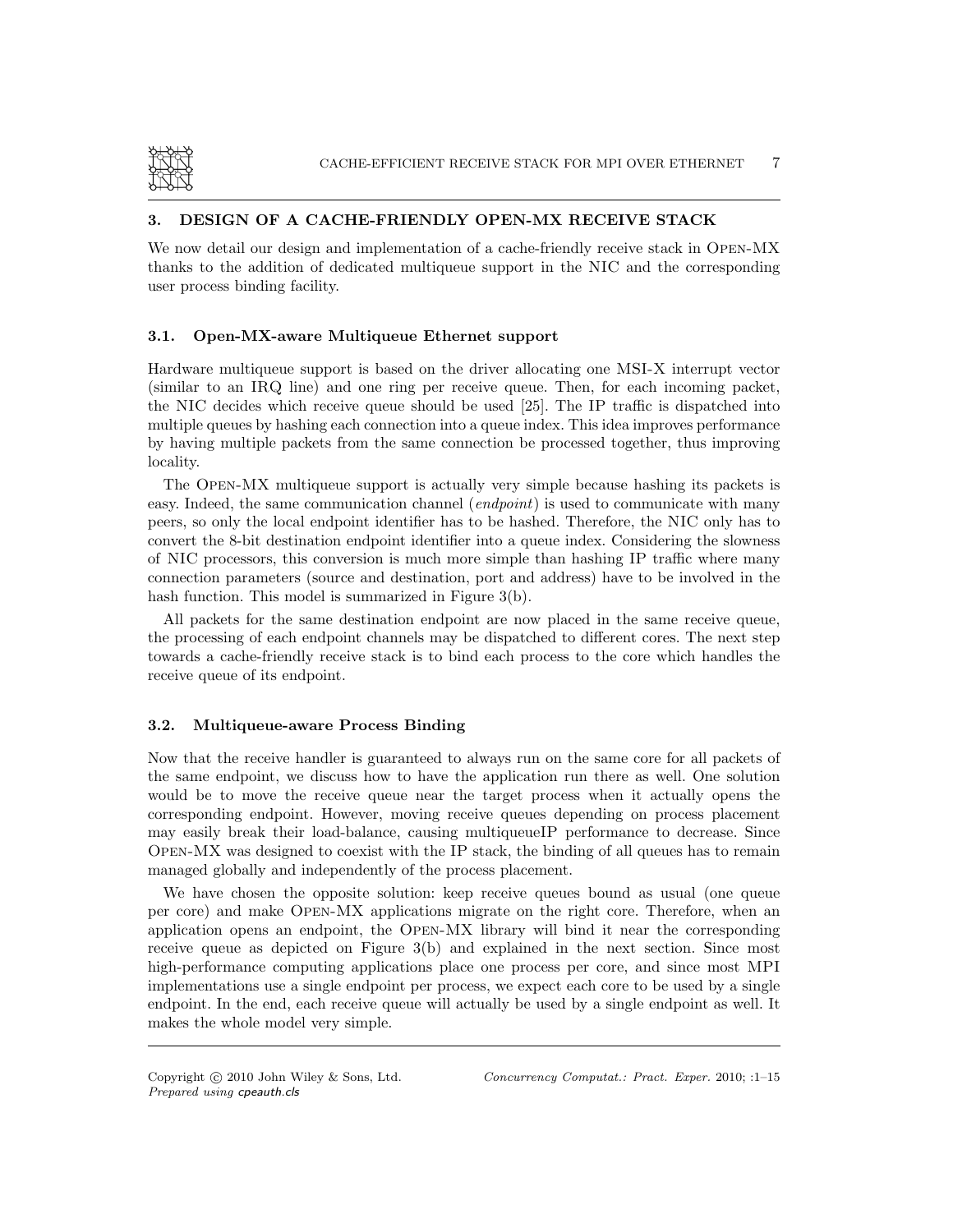## 3. DESIGN OF A CACHE-FRIENDLY OPEN-MX RECEIVE STACK

We now detail our design and implementation of a cache-friendly receive stack in Open-MX thanks to the addition of dedicated multiqueue support in the NIC and the corresponding user process binding facility.

### 3.1. Open-MX-aware Multiqueue Ethernet support

Hardware multiqueue support is based on the driver allocating one MSI-X interrupt vector (similar to an IRQ line) and one ring per receive queue. Then, for each incoming packet, the NIC decides which receive queue should be used [25]. The IP traffic is dispatched into multiple queues by hashing each connection into a queue index. This idea improves performance by having multiple packets from the same connection be processed together, thus improving locality.

The Open-MX multiqueue support is actually very simple because hashing its packets is easy. Indeed, the same communication channel (*endpoint*) is used to communicate with many peers, so only the local endpoint identifier has to be hashed. Therefore, the NIC only has to convert the 8-bit destination endpoint identifier into a queue index. Considering the slowness of NIC processors, this conversion is much more simple than hashing IP traffic where many connection parameters (source and destination, port and address) have to be involved in the hash function. This model is summarized in Figure 3(b).

All packets for the same destination endpoint are now placed in the same receive queue, the processing of each endpoint channels may be dispatched to different cores. The next step towards a cache-friendly receive stack is to bind each process to the core which handles the receive queue of its endpoint.

### 3.2. Multiqueue-aware Process Binding

Now that the receive handler is guaranteed to always run on the same core for all packets of the same endpoint, we discuss how to have the application run there as well. One solution would be to move the receive queue near the target process when it actually opens the corresponding endpoint. However, moving receive queues depending on process placement may easily break their load-balance, causing multiqueueIP performance to decrease. Since Open-MX was designed to coexist with the IP stack, the binding of all queues has to remain managed globally and independently of the process placement.

We have chosen the opposite solution: keep receive queues bound as usual (one queue per core) and make Open-MX applications migrate on the right core. Therefore, when an application opens an endpoint, the Open-MX library will bind it near the corresponding receive queue as depicted on Figure 3(b) and explained in the next section. Since most high-performance computing applications place one process per core, and since most MPI implementations use a single endpoint per process, we expect each core to be used by a single endpoint. In the end, each receive queue will actually be used by a single endpoint as well. It makes the whole model very simple.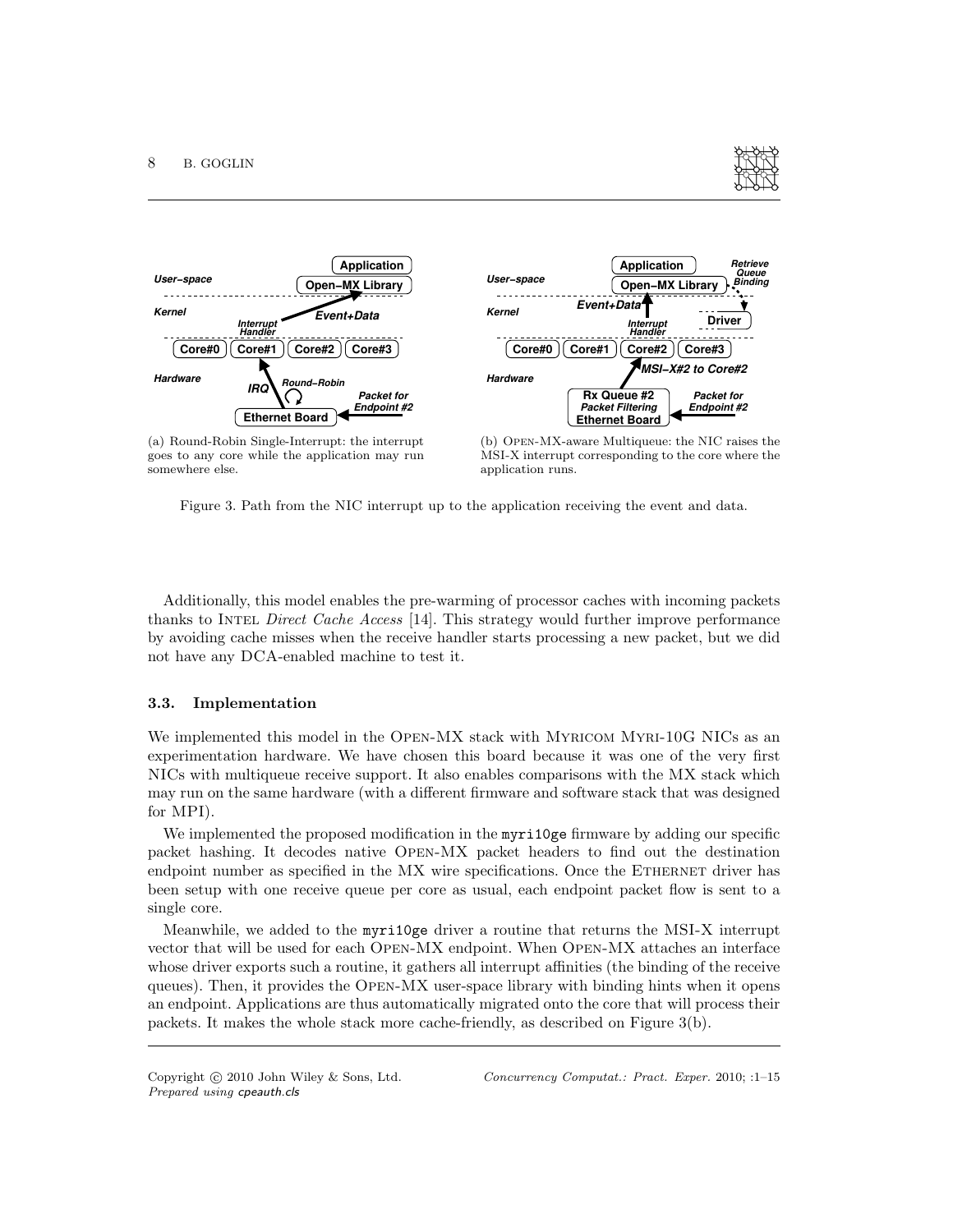(a) Round-Robin Single-Interrupt: the interrupt goes to any core while the application may run somewhere else.

(b) Open-MX-aware Multiqueue: the NIC raises the MSI-X interrupt corresponding to the core where the application runs.

Figure 3. Path from the NIC interrupt up to the application receiving the event and data.

Additionally, this model enables the pre-warming of processor caches with incoming packets thanks to Intel *Direct Cache Access* [14]. This strategy would further improve performance by avoiding cache misses when the receive handler starts processing a new packet, but we did not have any DCA-enabled machine to test it.

### 3.3. Implementation

We implemented this model in the Open-MX stack with Myricom Myri-10G NICs as an experimentation hardware. We have chosen this board because it was one of the very first NICs with multiqueue receive support. It also enables comparisons with the MX stack which may run on the same hardware (with a different firmware and software stack that was designed for MPI).

We implemented the proposed modification in the `myri10ge` firmware by adding our specific packet hashing. It decodes native Open-MX packet headers to find out the destination endpoint number as specified in the MX wire specifications. Once the Ethernet driver has been setup with one receive queue per core as usual, each endpoint packet flow is sent to a single core.

Meanwhile, we added to the `myri10ge` driver a routine that returns the MSI-X interrupt vector that will be used for each Open-MX endpoint. When Open-MX attaches an interface whose driver exports such a routine, it gathers all interrupt affinities (the binding of the receive queues). Then, it provides the Open-MX user-space library with binding hints when it opens an endpoint. Applications are thus automatically migrated onto the core that will process their packets. It makes the whole stack more cache-friendly, as described on Figure 3(b).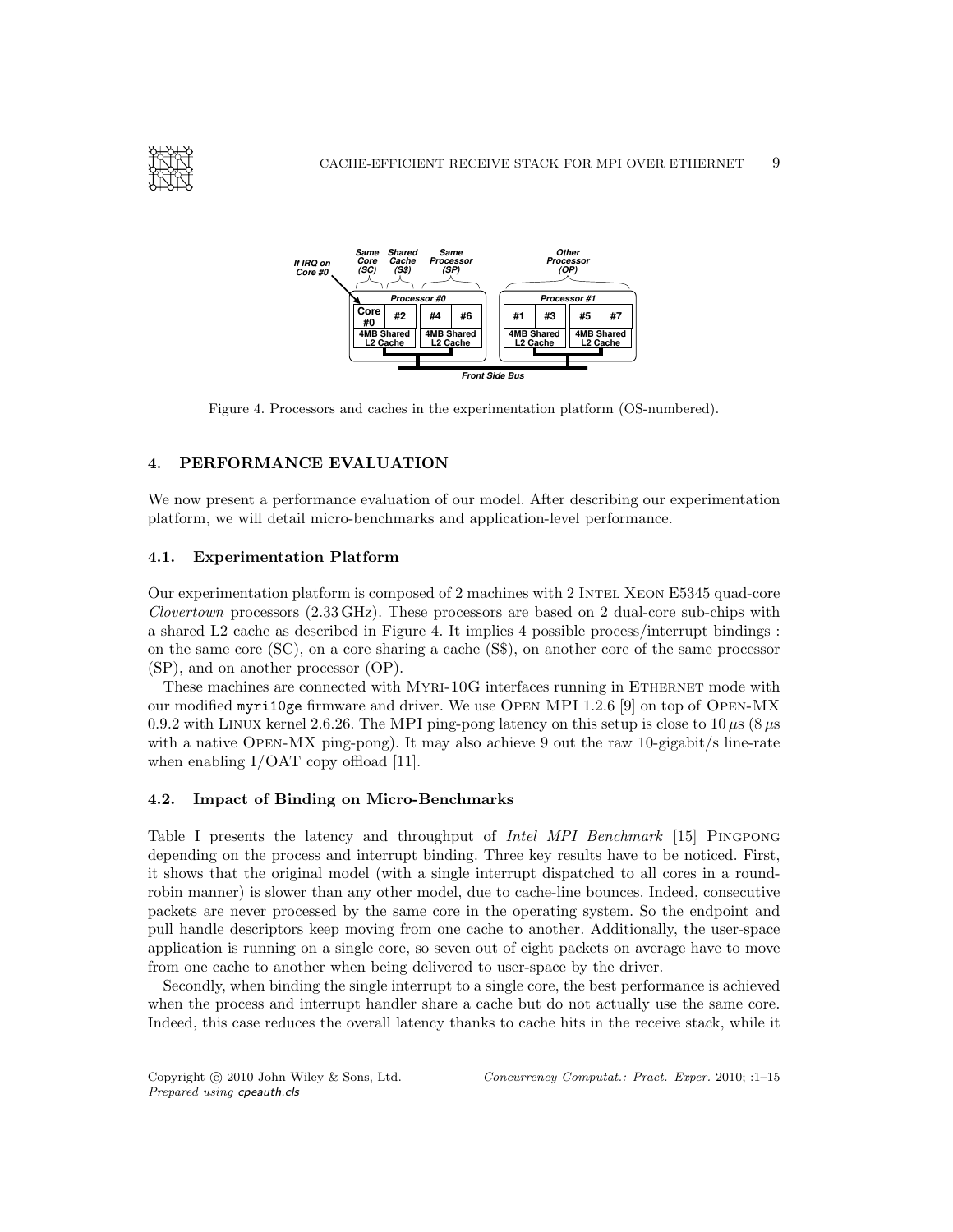Figure 4. Processors and caches in the experimentation platform (OS-numbered).

## 4. PERFORMANCE EVALUATION

We now present a performance evaluation of our model. After describing our experimentation platform, we will detail micro-benchmarks and application-level performance.

### 4.1. Experimentation Platform

Our experimentation platform is composed of 2 machines with 2 INTEL XEON E5345 quad-core *Clovertown* processors (2.33 GHz). These processors are based on 2 dual-core sub-chips with a shared L2 cache as described in Figure 4. It implies 4 possible process/interrupt bindings : on the same core (SC), on a core sharing a cache (S$), on another core of the same processor (SP), and on another processor (OP).

These machines are connected with MYRI-10G interfaces running in ETHERNET mode with our modified `myri10ge` firmware and driver. We use OPEN MPI 1.2.6 [9] on top of OPEN-MX 0.9.2 with LINUX kernel 2.6.26. The MPI ping-pong latency on this setup is close to 10 $\mu$s (8 $\mu$s with a native OPEN-MX ping-pong). It may also achieve 9 out the raw 10-gigabit/s line-rate when enabling I/OAT copy offload [11].

### 4.2. Impact of Binding on Micro-Benchmarks

Table I presents the latency and throughput of *Intel MPI Benchmark* [15] PINGPONG depending on the process and interrupt binding. Three key results have to be noticed. First, it shows that the original model (with a single interrupt dispatched to all cores in a round-robin manner) is slower than any other model, due to cache-line bounces. Indeed, consecutive packets are never processed by the same core in the operating system. So the endpoint and pull handle descriptors keep moving from one cache to another. Additionally, the user-space application is running on a single core, so seven out of eight packets on average have to move from one cache to another when being delivered to user-space by the driver.

Secondly, when binding the single interrupt to a single core, the best performance is achieved when the process and interrupt handler share a cache but do not actually use the same core. Indeed, this case reduces the overall latency thanks to cache hits in the receive stack, while it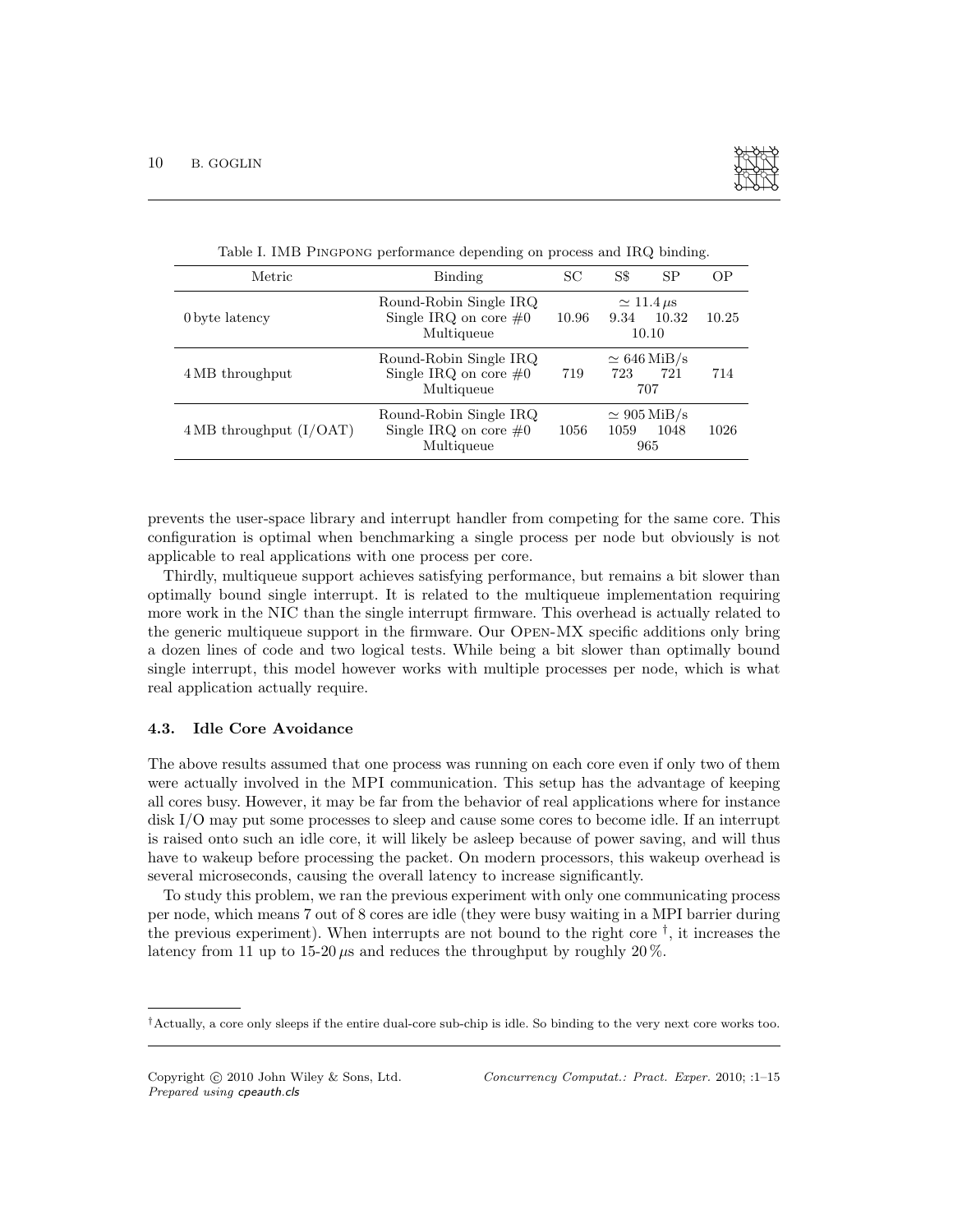Table I. IMB PINGPONG performance depending on process and IRQ binding.

| Metric | Binding | SC | S$ | SP | OP |
|---|---|---|---|---|---|
| 0 byte latency | Round-Robin Single IRQ | | $\simeq 11.4\,\mu$s | | |
| | Single IRQ on core #0 | 10.96 | 9.34 | 10.32 | 10.25 |
| | Multiqueue | | 10.10 | | |
| 4 MB throughput | Round-Robin Single IRQ | | $\simeq 646$ MiB/s | | |
| | Single IRQ on core #0 | 719 | 723 | 721 | 714 |
| | Multiqueue | | 707 | | |
| 4 MB throughput (I/OAT) | Round-Robin Single IRQ | | $\simeq 905$ MiB/s | | |
| | Single IRQ on core #0 | 1056 | 1059 | 1048 | 1026 |
| | Multiqueue | | 965 | | |

prevents the user-space library and interrupt handler from competing for the same core. This configuration is optimal when benchmarking a single process per node but obviously is not applicable to real applications with one process per core.

Thirdly, multiqueue support achieves satisfying performance, but remains a bit slower than optimally bound single interrupt. It is related to the multiqueue implementation requiring more work in the NIC than the single interrupt firmware. This overhead is actually related to the generic multiqueue support in the firmware. Our OPEN-MX specific additions only bring a dozen lines of code and two logical tests. While being a bit slower than optimally bound single interrupt, this model however works with multiple processes per node, which is what real application actually require.

### 4.3. Idle Core Avoidance

The above results assumed that one process was running on each core even if only two of them were actually involved in the MPI communication. This setup has the advantage of keeping all cores busy. However, it may be far from the behavior of real applications where for instance disk I/O may put some processes to sleep and cause some cores to become idle. If an interrupt is raised onto such an idle core, it will likely be asleep because of power saving, and will thus have to wakeup before processing the packet. On modern processors, this wakeup overhead is several microseconds, causing the overall latency to increase significantly.

To study this problem, we ran the previous experiment with only one communicating process per node, which means 7 out of 8 cores are idle (they were busy waiting in a MPI barrier during the previous experiment). When interrupts are not bound to the right core †, it increases the latency from 11 up to 15-20 $\mu$s and reduces the throughput by roughly 20 %.

†Actually, a core only sleeps if the entire dual-core sub-chip is idle. So binding to the very next core works too.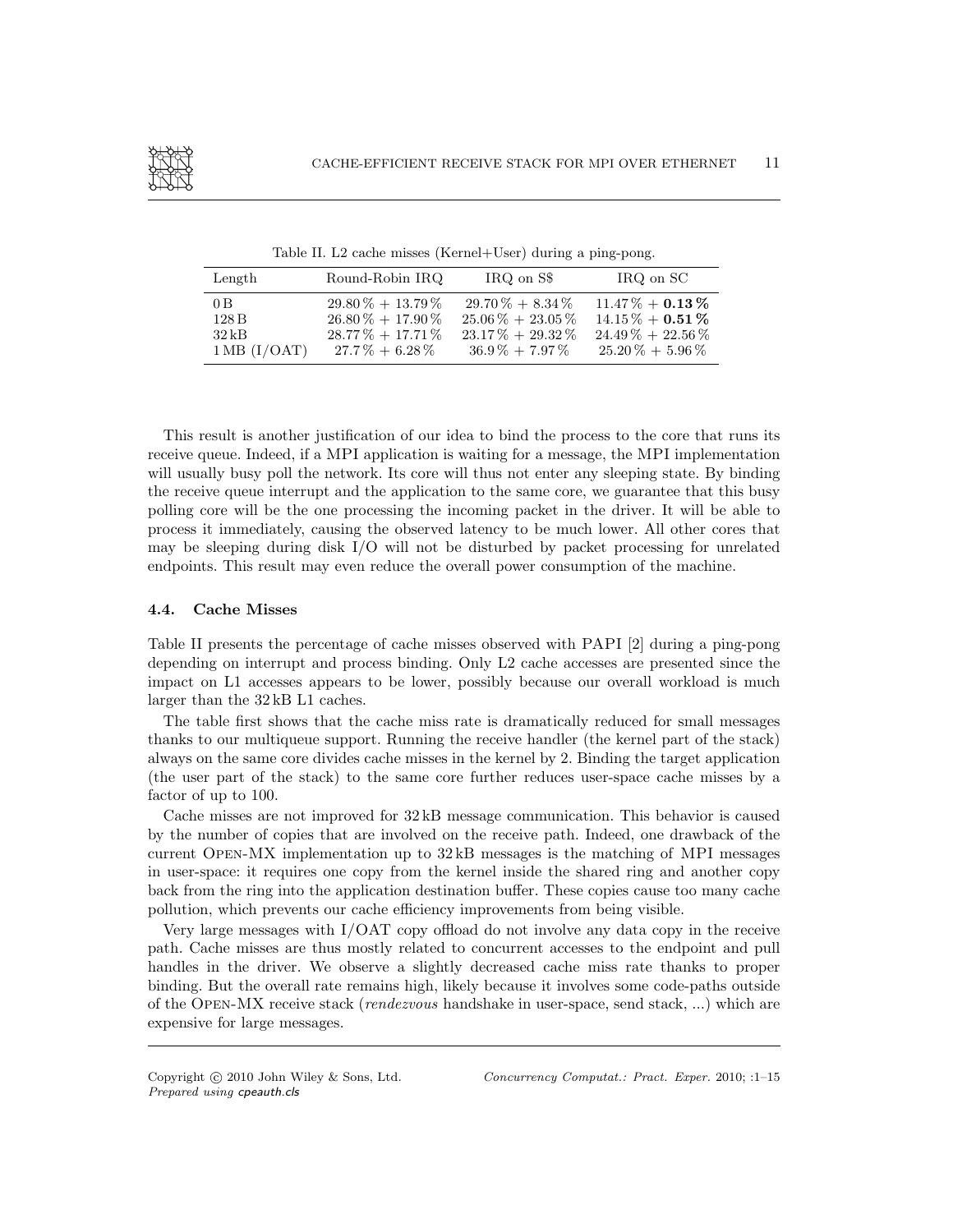Table II. L2 cache misses (Kernel+User) during a ping-pong.

| Length | Round-Robin IRQ | IRQ on S$ | IRQ on SC |
|---|---|---|---|
| 0 B | 29.80 % + 13.79 % | 29.70 % + 8.34 % | 11.47 % + **0.13 %** |
| 128 B | 26.80 % + 17.90 % | 25.06 % + 23.05 % | 14.15 % + **0.51 %** |
| 32 kB | 28.77 % + 17.71 % | 23.17 % + 29.32 % | 24.49 % + 22.56 % |
| 1 MB (I/OAT) | 27.7 % + 6.28 % | 36.9 % + 7.97 % | 25.20 % + 5.96 % |

This result is another justification of our idea to bind the process to the core that runs its receive queue. Indeed, if a MPI application is waiting for a message, the MPI implementation will usually busy poll the network. Its core will thus not enter any sleeping state. By binding the receive queue interrupt and the application to the same core, we guarantee that this busy polling core will be the one processing the incoming packet in the driver. It will be able to process it immediately, causing the observed latency to be much lower. All other cores that may be sleeping during disk I/O will not be disturbed by packet processing for unrelated endpoints. This result may even reduce the overall power consumption of the machine.

### 4.4. Cache Misses

Table II presents the percentage of cache misses observed with PAPI [2] during a ping-pong depending on interrupt and process binding. Only L2 cache accesses are presented since the impact on L1 accesses appears to be lower, possibly because our overall workload is much larger than the 32 kB L1 caches.

The table first shows that the cache miss rate is dramatically reduced for small messages thanks to our multiqueue support. Running the receive handler (the kernel part of the stack) always on the same core divides cache misses in the kernel by 2. Binding the target application (the user part of the stack) to the same core further reduces user-space cache misses by a factor of up to 100.

Cache misses are not improved for 32 kB message communication. This behavior is caused by the number of copies that are involved on the receive path. Indeed, one drawback of the current OPEN-MX implementation up to 32 kB messages is the matching of MPI messages in user-space: it requires one copy from the kernel inside the shared ring and another copy back from the ring into the application destination buffer. These copies cause too many cache pollution, which prevents our cache efficiency improvements from being visible.

Very large messages with I/OAT copy offload do not involve any data copy in the receive path. Cache misses are thus mostly related to concurrent accesses to the endpoint and pull handles in the driver. We observe a slightly decreased cache miss rate thanks to proper binding. But the overall rate remains high, likely because it involves some code-paths outside of the OPEN-MX receive stack (*rendezvous* handshake in user-space, send stack, ...) which are expensive for large messages.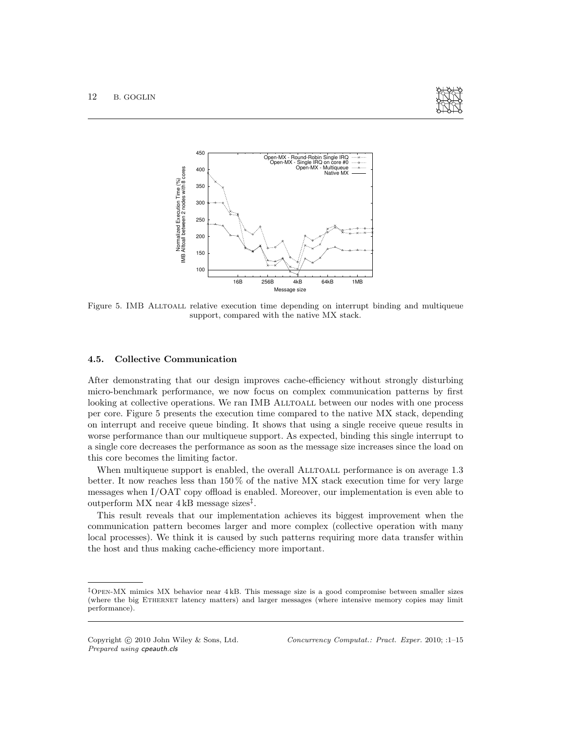Figure 5. IMB ALLTOALL relative execution time depending on interrupt binding and multiqueue support, compared with the native MX stack.

### 4.5. Collective Communication

After demonstrating that our design improves cache-efficiency without strongly disturbing micro-benchmark performance, we now focus on complex communication patterns by first looking at collective operations. We ran IMB ALLTOALL between our nodes with one process per core. Figure 5 presents the execution time compared to the native MX stack, depending on interrupt and receive queue binding. It shows that using a single receive queue results in worse performance than our multiqueue support. As expected, binding this single interrupt to a single core decreases the performance as soon as the message size increases since the load on this core becomes the limiting factor.

When multiqueue support is enabled, the overall ALLTOALL performance is on average 1.3 better. It now reaches less than 150 % of the native MX stack execution time for very large messages when I/OAT copy offload is enabled. Moreover, our implementation is even able to outperform MX near 4 kB message sizes[‡].

This result reveals that our implementation achieves its biggest improvement when the communication pattern becomes larger and more complex (collective operation with many local processes). We think it is caused by such patterns requiring more data transfer within the host and thus making cache-efficiency more important.

[‡] OPEN-MX mimics MX behavior near 4 kB. This message size is a good compromise between smaller sizes (where the big ETHERNET latency matters) and larger messages (where intensive memory copies may limit performance).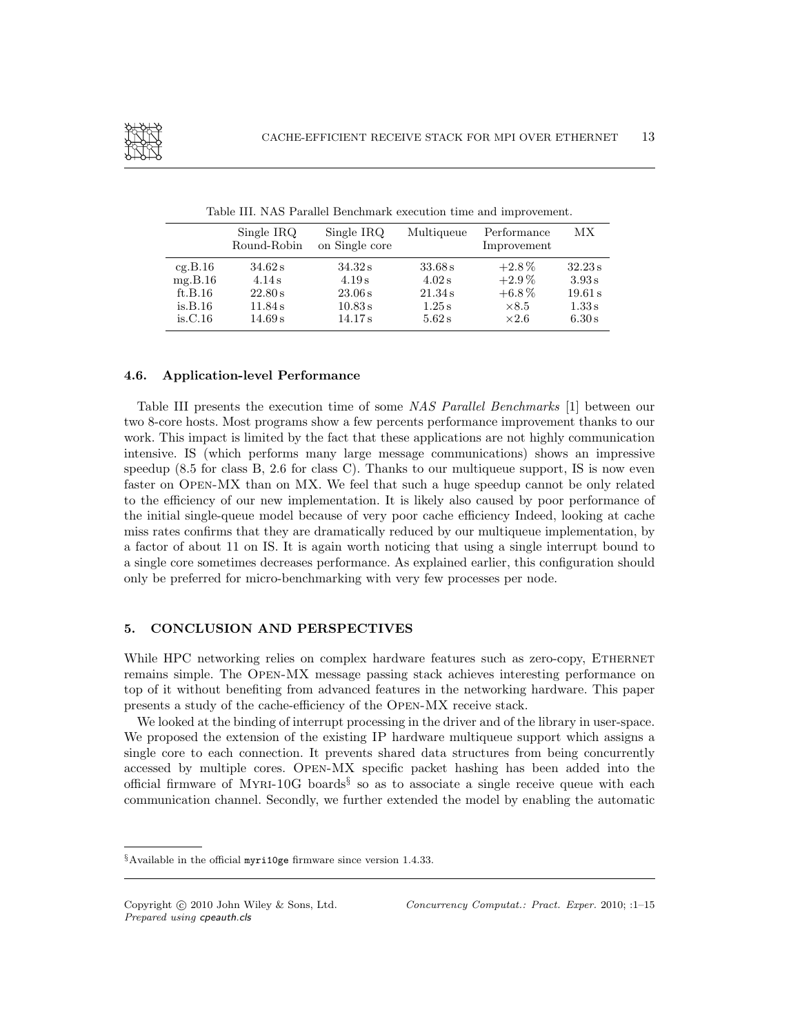Table III. NAS Parallel Benchmark execution time and improvement.

|  | Single IRQ Round-Robin | Single IRQ on Single core | Multiqueue | Performance Improvement | MX |
|---|---|---|---|---|---|
| cg.B.16 | 34.62 s | 34.32 s | 33.68 s | +2.8 % | 32.23 s |
| mg.B.16 | 4.14 s | 4.19 s | 4.02 s | +2.9 % | 3.93 s |
| ft.B.16 | 22.80 s | 23.06 s | 21.34 s | +6.8 % | 19.61 s |
| is.B.16 | 11.84 s | 10.83 s | 1.25 s | ×8.5 | 1.33 s |
| is.C.16 | 14.69 s | 14.17 s | 5.62 s | ×2.6 | 6.30 s |

### 4.6. Application-level Performance

Table III presents the execution time of some *NAS Parallel Benchmarks* [1] between our two 8-core hosts. Most programs show a few percents performance improvement thanks to our work. This impact is limited by the fact that these applications are not highly communication intensive. IS (which performs many large message communications) shows an impressive speedup (8.5 for class B, 2.6 for class C). Thanks to our multiqueue support, IS is now even faster on Open-MX than on MX. We feel that such a huge speedup cannot be only related to the efficiency of our new implementation. It is likely also caused by poor performance of the initial single-queue model because of very poor cache efficiency Indeed, looking at cache miss rates confirms that they are dramatically reduced by our multiqueue implementation, by a factor of about 11 on IS. It is again worth noticing that using a single interrupt bound to a single core sometimes decreases performance. As explained earlier, this configuration should only be preferred for micro-benchmarking with very few processes per node.

## 5. CONCLUSION AND PERSPECTIVES

While HPC networking relies on complex hardware features such as zero-copy, Ethernet remains simple. The Open-MX message passing stack achieves interesting performance on top of it without benefiting from advanced features in the networking hardware. This paper presents a study of the cache-efficiency of the Open-MX receive stack.

We looked at the binding of interrupt processing in the driver and of the library in user-space. We proposed the extension of the existing IP hardware multiqueue support which assigns a single core to each connection. It prevents shared data structures from being concurrently accessed by multiple cores. Open-MX specific packet hashing has been added into the official firmware of Myri-10G boards[§] so as to associate a single receive queue with each communication channel. Secondly, we further extended the model by enabling the automatic

[§] Available in the official `myri10ge` firmware since version 1.4.33.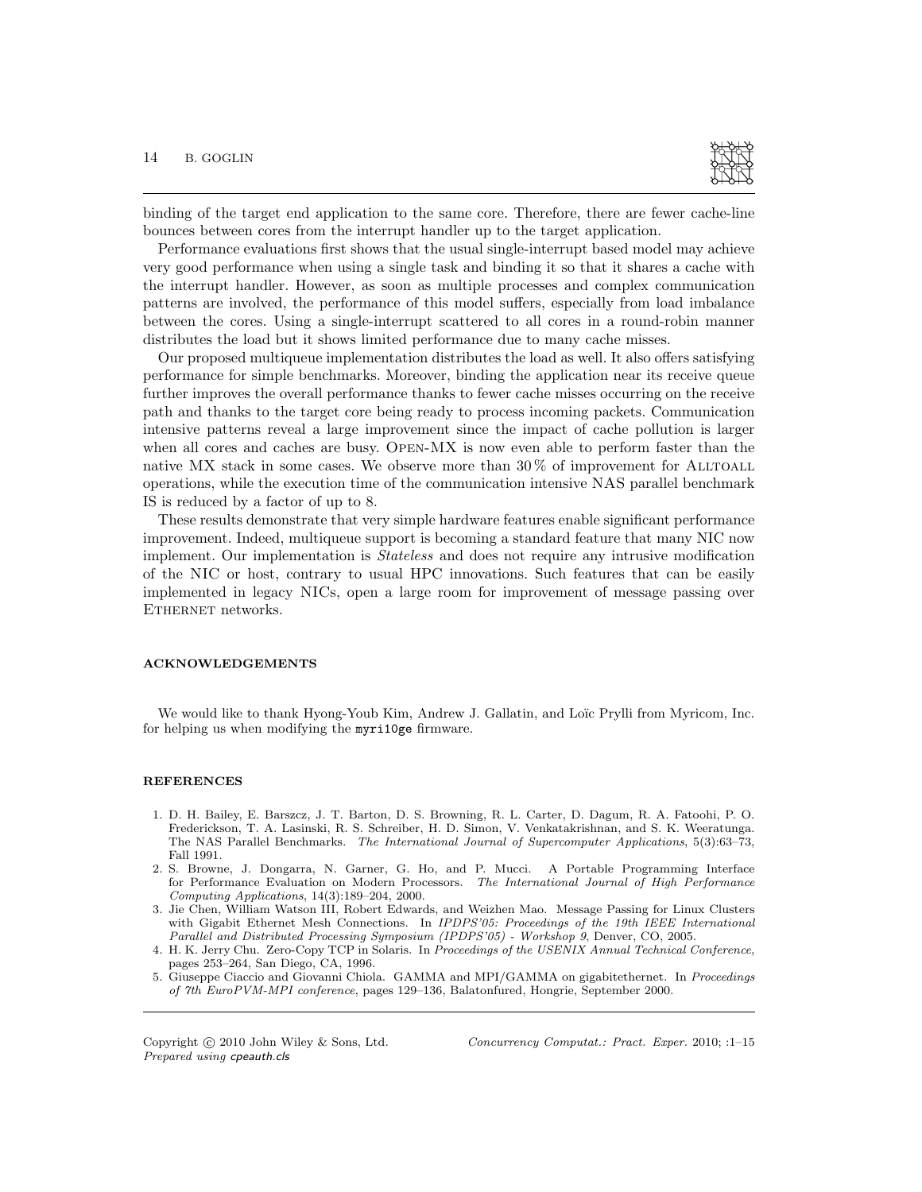binding of the target end application to the same core. Therefore, there are fewer cache-line bounces between cores from the interrupt handler up to the target application.

Performance evaluations first shows that the usual single-interrupt based model may achieve very good performance when using a single task and binding it so that it shares a cache with the interrupt handler. However, as soon as multiple processes and complex communication patterns are involved, the performance of this model suffers, especially from load imbalance between the cores. Using a single-interrupt scattered to all cores in a round-robin manner distributes the load but it shows limited performance due to many cache misses.

Our proposed multiqueue implementation distributes the load as well. It also offers satisfying performance for simple benchmarks. Moreover, binding the application near its receive queue further improves the overall performance thanks to fewer cache misses occurring on the receive path and thanks to the target core being ready to process incoming packets. Communication intensive patterns reveal a large improvement since the impact of cache pollution is larger when all cores and caches are busy. OPEN-MX is now even able to perform faster than the native MX stack in some cases. We observe more than 30 % of improvement for ALLTOALL operations, while the execution time of the communication intensive NAS parallel benchmark IS is reduced by a factor of up to 8.

These results demonstrate that very simple hardware features enable significant performance improvement. Indeed, multiqueue support is becoming a standard feature that many NIC now implement. Our implementation is *Stateless* and does not require any intrusive modification of the NIC or host, contrary to usual HPC innovations. Such features that can be easily implemented in legacy NICs, open a large room for improvement of message passing over ETHERNET networks.

## ACKNOWLEDGEMENTS

We would like to thank Hyong-Youb Kim, Andrew J. Gallatin, and Loïc Prylli from Myricom, Inc. for helping us when modifying the `myri10ge` firmware.

## REFERENCES

1. D. H. Bailey, E. Barszcz, J. T. Barton, D. S. Browning, R. L. Carter, D. Dagum, R. A. Fatoohi, P. O. Frederickson, T. A. Lasinski, R. S. Schreiber, H. D. Simon, V. Venkatakrishnan, and S. K. Weeratunga. The NAS Parallel Benchmarks. *The International Journal of Supercomputer Applications*, 5(3):63–73, Fall 1991.
2. S. Browne, J. Dongarra, N. Garner, G. Ho, and P. Mucci. A Portable Programming Interface for Performance Evaluation on Modern Processors. *The International Journal of High Performance Computing Applications*, 14(3):189–204, 2000.
3. Jie Chen, William Watson III, Robert Edwards, and Weizhen Mao. Message Passing for Linux Clusters with Gigabit Ethernet Mesh Connections. In *IPDPS'05: Proceedings of the 19th IEEE International Parallel and Distributed Processing Symposium (IPDPS'05) - Workshop 9*, Denver, CO, 2005.
4. H. K. Jerry Chu. Zero-Copy TCP in Solaris. In *Proceedings of the USENIX Annual Technical Conference*, pages 253–264, San Diego, CA, 1996.
5. Giuseppe Ciaccio and Giovanni Chiola. GAMMA and MPI/GAMMA on gigabitethernet. In *Proceedings of 7th EuroPVM-MPI conference*, pages 129–136, Balatonfured, Hongrie, September 2000.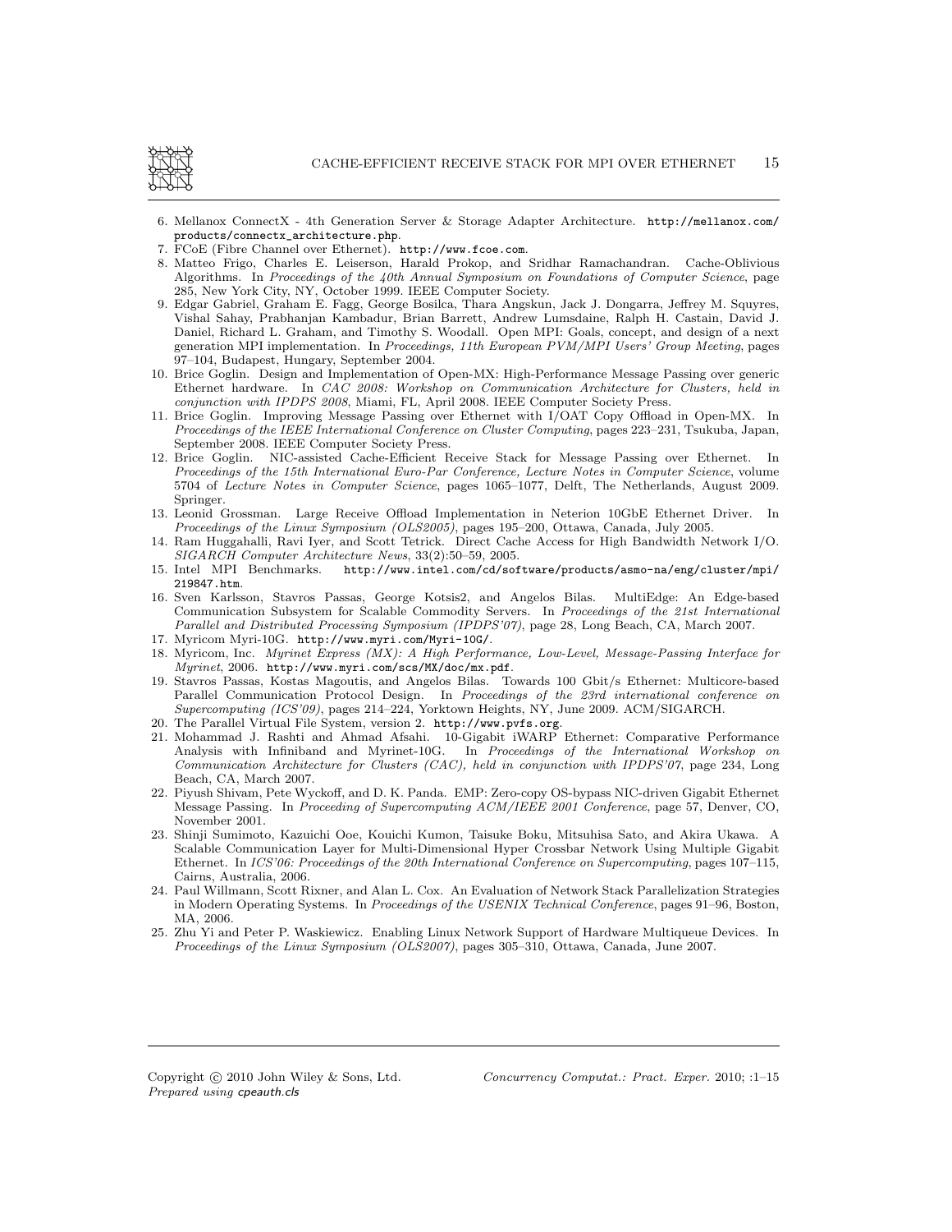6. Mellanox ConnectX - 4th Generation Server & Storage Adapter Architecture. http://mellanox.com/products/connectx_architecture.php.
7. FCoE (Fibre Channel over Ethernet). http://www.fcoe.com.
8. Matteo Frigo, Charles E. Leiserson, Harald Prokop, and Sridhar Ramachandran. Cache-Oblivious Algorithms. In *Proceedings of the 40th Annual Symposium on Foundations of Computer Science*, page 285, New York City, NY, October 1999. IEEE Computer Society.
9. Edgar Gabriel, Graham E. Fagg, George Bosilca, Thara Angskun, Jack J. Dongarra, Jeffrey M. Squyres, Vishal Sahay, Prabhanjan Kambadur, Brian Barrett, Andrew Lumsdaine, Ralph H. Castain, David J. Daniel, Richard L. Graham, and Timothy S. Woodall. Open MPI: Goals, concept, and design of a next generation MPI implementation. In *Proceedings, 11th European PVM/MPI Users' Group Meeting*, pages 97–104, Budapest, Hungary, September 2004.
10. Brice Goglin. Design and Implementation of Open-MX: High-Performance Message Passing over generic Ethernet hardware. In *CAC 2008: Workshop on Communication Architecture for Clusters, held in conjunction with IPDPS 2008*, Miami, FL, April 2008. IEEE Computer Society Press.
11. Brice Goglin. Improving Message Passing over Ethernet with I/OAT Copy Offload in Open-MX. In *Proceedings of the IEEE International Conference on Cluster Computing*, pages 223–231, Tsukuba, Japan, September 2008. IEEE Computer Society Press.
12. Brice Goglin. NIC-assisted Cache-Efficient Receive Stack for Message Passing over Ethernet. In *Proceedings of the 15th International Euro-Par Conference, Lecture Notes in Computer Science*, volume 5704 of *Lecture Notes in Computer Science*, pages 1065–1077, Delft, The Netherlands, August 2009. Springer.
13. Leonid Grossman. Large Receive Offload Implementation in Neterion 10GbE Ethernet Driver. In *Proceedings of the Linux Symposium (OLS2005)*, pages 195–200, Ottawa, Canada, July 2005.
14. Ram Huggahalli, Ravi Iyer, and Scott Tetrick. Direct Cache Access for High Bandwidth Network I/O. *SIGARCH Computer Architecture News*, 33(2):50–59, 2005.
15. Intel MPI Benchmarks. http://www.intel.com/cd/software/products/asmo-na/eng/cluster/mpi/219847.htm.
16. Sven Karlsson, Stavros Passas, George Kotsis2, and Angelos Bilas. MultiEdge: An Edge-based Communication Subsystem for Scalable Commodity Servers. In *Proceedings of the 21st International Parallel and Distributed Processing Symposium (IPDPS'07)*, page 28, Long Beach, CA, March 2007.
17. Myricom Myri-10G. http://www.myri.com/Myri-10G/.
18. Myricom, Inc. *Myrinet Express (MX): A High Performance, Low-Level, Message-Passing Interface for Myrinet*, 2006. http://www.myri.com/scs/MX/doc/mx.pdf.
19. Stavros Passas, Kostas Magoutis, and Angelos Bilas. Towards 100 Gbit/s Ethernet: Multicore-based Parallel Communication Protocol Design. In *Proceedings of the 23rd international conference on Supercomputing (ICS'09)*, pages 214–224, Yorktown Heights, NY, June 2009. ACM/SIGARCH.
20. The Parallel Virtual File System, version 2. http://www.pvfs.org.
21. Mohammad J. Rashti and Ahmad Afsahi. 10-Gigabit iWARP Ethernet: Comparative Performance Analysis with Infiniband and Myrinet-10G. In *Proceedings of the International Workshop on Communication Architecture for Clusters (CAC), held in conjunction with IPDPS'07*, page 234, Long Beach, CA, March 2007.
22. Piyush Shivam, Pete Wyckoff, and D. K. Panda. EMP: Zero-copy OS-bypass NIC-driven Gigabit Ethernet Message Passing. In *Proceeding of Supercomputing ACM/IEEE 2001 Conference*, page 57, Denver, CO, November 2001.
23. Shinji Sumimoto, Kazuichi Ooe, Kouichi Kumon, Taisuke Boku, Mitsuhisa Sato, and Akira Ukawa. A Scalable Communication Layer for Multi-Dimensional Hyper Crossbar Network Using Multiple Gigabit Ethernet. In *ICS'06: Proceedings of the 20th International Conference on Supercomputing*, pages 107–115, Cairns, Australia, 2006.
24. Paul Willmann, Scott Rixner, and Alan L. Cox. An Evaluation of Network Stack Parallelization Strategies in Modern Operating Systems. In *Proceedings of the USENIX Technical Conference*, pages 91–96, Boston, MA, 2006.
25. Zhu Yi and Peter P. Waskiewicz. Enabling Linux Network Support of Hardware Multiqueue Devices. In *Proceedings of the Linux Symposium (OLS2007)*, pages 305–310, Ottawa, Canada, June 2007.